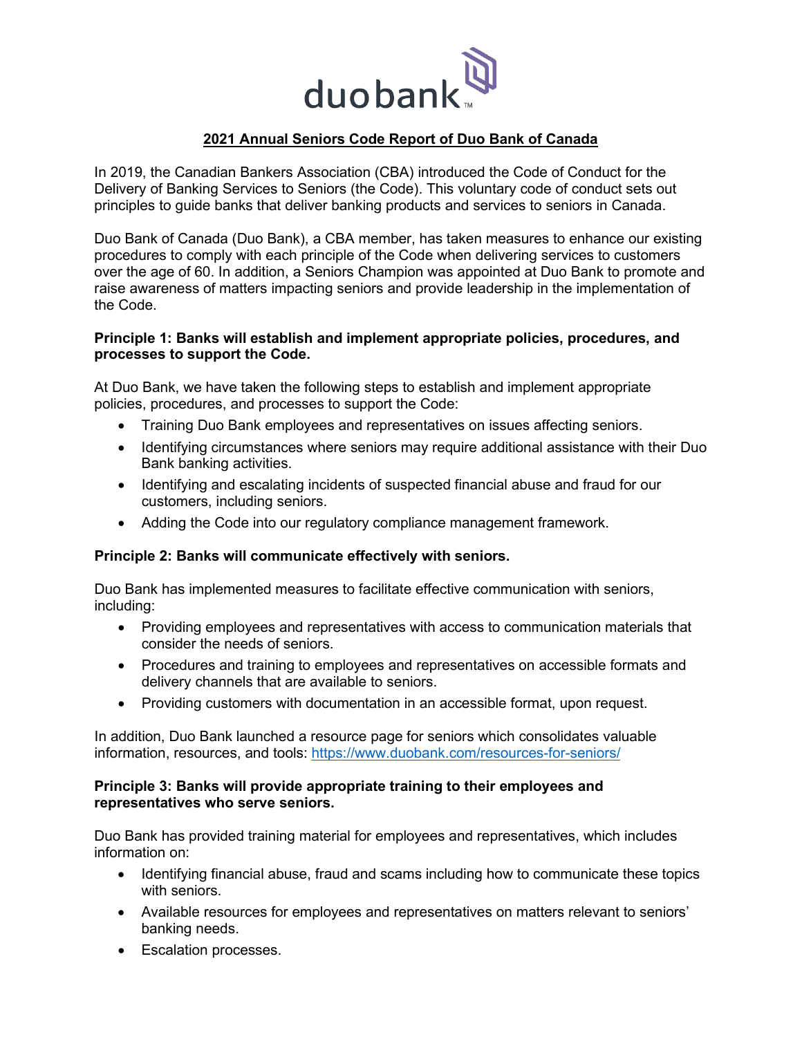# 2021 Annual Seniors Code Report of Duo Bank of Canada

In 2019, the Canadian Bankers Association (CBA) introduced the Code of Conduct for the Delivery of Banking Services to Seniors (the Code). This voluntary code of conduct sets out principles to guide banks that deliver banking products and services to seniors in Canada.

Duo Bank of Canada (Duo Bank), a CBA member, has taken measures to enhance our existing procedures to comply with each principle of the Code when delivering services to customers over the age of 60. In addition, a Seniors Champion was appointed at Duo Bank to promote and raise awareness of matters impacting seniors and provide leadership in the implementation of the Code.

**Principle 1: Banks will establish and implement appropriate policies, procedures, and processes to support the Code.**

At Duo Bank, we have taken the following steps to establish and implement appropriate policies, procedures, and processes to support the Code:

- Training Duo Bank employees and representatives on issues affecting seniors.
- Identifying circumstances where seniors may require additional assistance with their Duo Bank banking activities.
- Identifying and escalating incidents of suspected financial abuse and fraud for our customers, including seniors.
- Adding the Code into our regulatory compliance management framework.

**Principle 2: Banks will communicate effectively with seniors.**

Duo Bank has implemented measures to facilitate effective communication with seniors, including:

- Providing employees and representatives with access to communication materials that consider the needs of seniors.
- Procedures and training to employees and representatives on accessible formats and delivery channels that are available to seniors.
- Providing customers with documentation in an accessible format, upon request.

In addition, Duo Bank launched a resource page for seniors which consolidates valuable information, resources, and tools: https://www.duobank.com/resources-for-seniors/

**Principle 3: Banks will provide appropriate training to their employees and representatives who serve seniors.**

Duo Bank has provided training material for employees and representatives, which includes information on:

- Identifying financial abuse, fraud and scams including how to communicate these topics with seniors.
- Available resources for employees and representatives on matters relevant to seniors' banking needs.
- Escalation processes.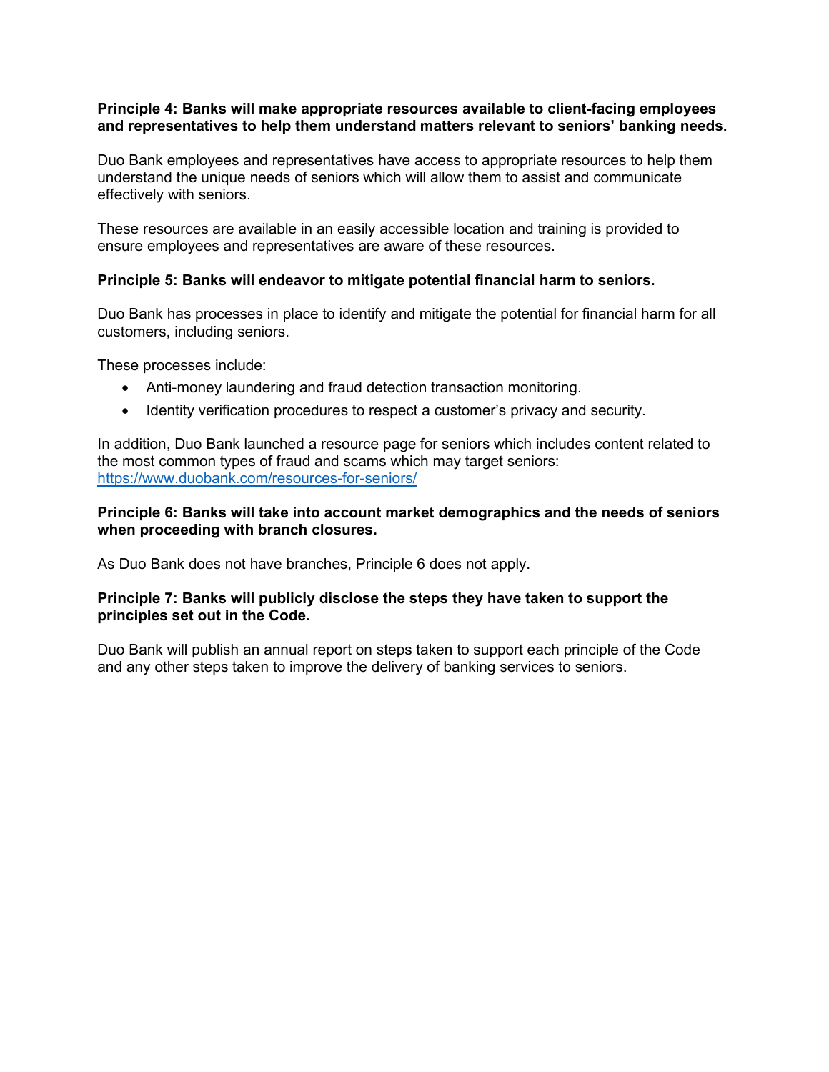**Principle 4: Banks will make appropriate resources available to client-facing employees and representatives to help them understand matters relevant to seniors' banking needs.**

Duo Bank employees and representatives have access to appropriate resources to help them understand the unique needs of seniors which will allow them to assist and communicate effectively with seniors.

These resources are available in an easily accessible location and training is provided to ensure employees and representatives are aware of these resources.

**Principle 5: Banks will endeavor to mitigate potential financial harm to seniors.**

Duo Bank has processes in place to identify and mitigate the potential for financial harm for all customers, including seniors.

These processes include:

- Anti-money laundering and fraud detection transaction monitoring.
- Identity verification procedures to respect a customer's privacy and security.

In addition, Duo Bank launched a resource page for seniors which includes content related to the most common types of fraud and scams which may target seniors: [https://www.duobank.com/resources-for-seniors/](https://www.duobank.com/resources-for-seniors/)

**Principle 6: Banks will take into account market demographics and the needs of seniors when proceeding with branch closures.**

As Duo Bank does not have branches, Principle 6 does not apply.

**Principle 7: Banks will publicly disclose the steps they have taken to support the principles set out in the Code.**

Duo Bank will publish an annual report on steps taken to support each principle of the Code and any other steps taken to improve the delivery of banking services to seniors.